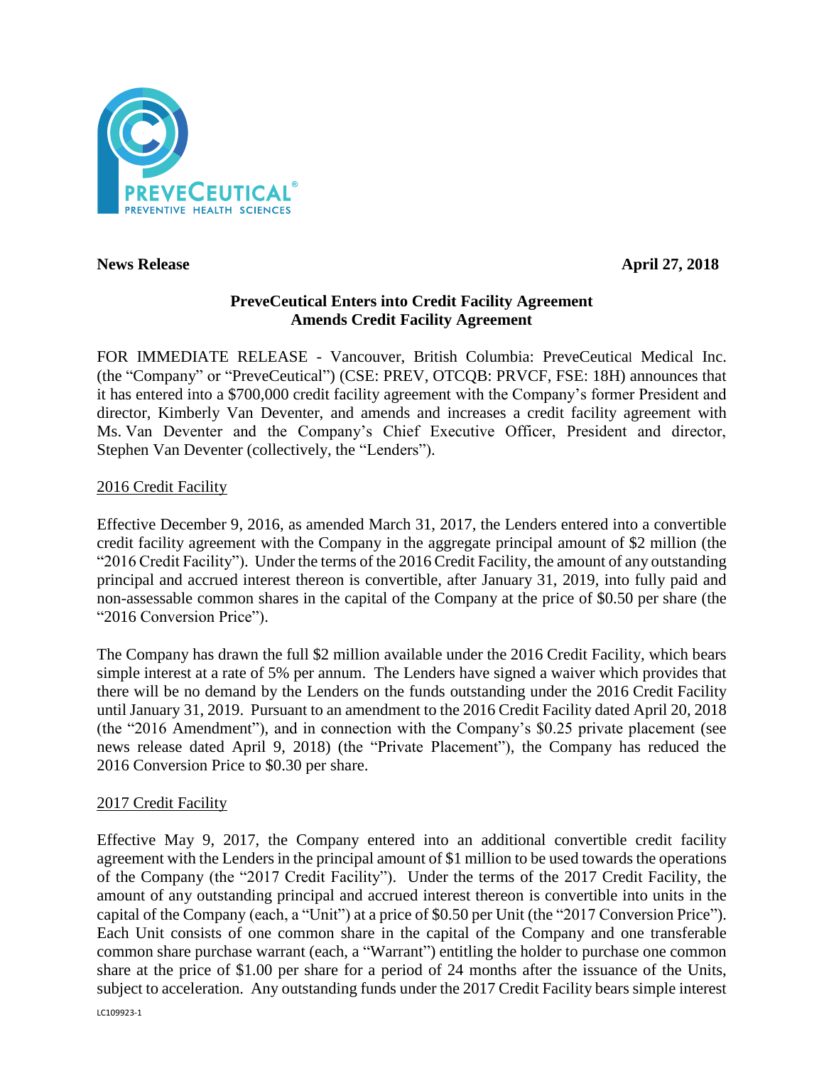**News Release** **April 27, 2018**

**PreveCeutical Enters into Credit Facility Agreement**
**Amends Credit Facility Agreement**

FOR IMMEDIATE RELEASE - Vancouver, British Columbia: PreveCeutical Medical Inc. (the "Company" or "PreveCeutical") (CSE: PREV, OTCQB: PRVCF, FSE: 18H) announces that it has entered into a $700,000 credit facility agreement with the Company's former President and director, Kimberly Van Deventer, and amends and increases a credit facility agreement with Ms. Van Deventer and the Company's Chief Executive Officer, President and director, Stephen Van Deventer (collectively, the "Lenders").

2016 Credit Facility

Effective December 9, 2016, as amended March 31, 2017, the Lenders entered into a convertible credit facility agreement with the Company in the aggregate principal amount of $2 million (the "2016 Credit Facility"). Under the terms of the 2016 Credit Facility, the amount of any outstanding principal and accrued interest thereon is convertible, after January 31, 2019, into fully paid and non-assessable common shares in the capital of the Company at the price of $0.50 per share (the "2016 Conversion Price").

The Company has drawn the full $2 million available under the 2016 Credit Facility, which bears simple interest at a rate of 5% per annum. The Lenders have signed a waiver which provides that there will be no demand by the Lenders on the funds outstanding under the 2016 Credit Facility until January 31, 2019. Pursuant to an amendment to the 2016 Credit Facility dated April 20, 2018 (the "2016 Amendment"), and in connection with the Company's $0.25 private placement (see news release dated April 9, 2018) (the "Private Placement"), the Company has reduced the 2016 Conversion Price to $0.30 per share.

2017 Credit Facility

Effective May 9, 2017, the Company entered into an additional convertible credit facility agreement with the Lenders in the principal amount of $1 million to be used towards the operations of the Company (the "2017 Credit Facility"). Under the terms of the 2017 Credit Facility, the amount of any outstanding principal and accrued interest thereon is convertible into units in the capital of the Company (each, a "Unit") at a price of $0.50 per Unit (the "2017 Conversion Price"). Each Unit consists of one common share in the capital of the Company and one transferable common share purchase warrant (each, a "Warrant") entitling the holder to purchase one common share at the price of $1.00 per share for a period of 24 months after the issuance of the Units, subject to acceleration. Any outstanding funds under the 2017 Credit Facility bears simple interest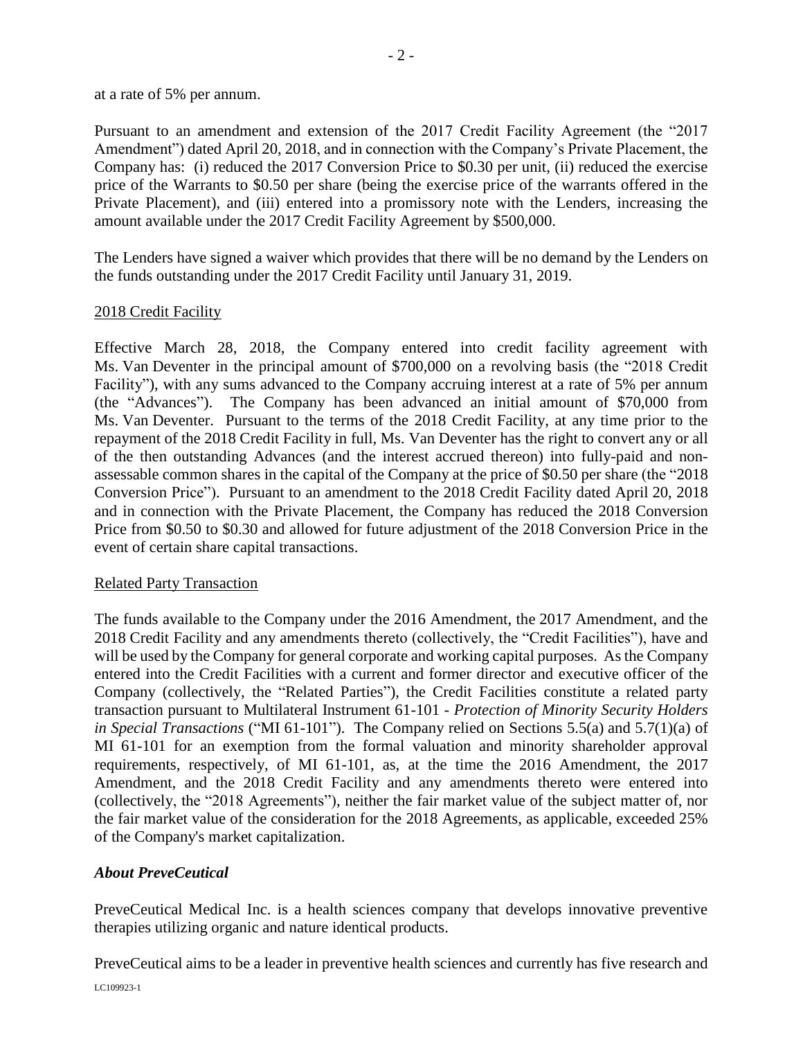at a rate of 5% per annum.

Pursuant to an amendment and extension of the 2017 Credit Facility Agreement (the "2017 Amendment") dated April 20, 2018, and in connection with the Company's Private Placement, the Company has: (i) reduced the 2017 Conversion Price to $0.30 per unit, (ii) reduced the exercise price of the Warrants to $0.50 per share (being the exercise price of the warrants offered in the Private Placement), and (iii) entered into a promissory note with the Lenders, increasing the amount available under the 2017 Credit Facility Agreement by $500,000.

The Lenders have signed a waiver which provides that there will be no demand by the Lenders on the funds outstanding under the 2017 Credit Facility until January 31, 2019.

## 2018 Credit Facility

Effective March 28, 2018, the Company entered into credit facility agreement with Ms. Van Deventer in the principal amount of $700,000 on a revolving basis (the "2018 Credit Facility"), with any sums advanced to the Company accruing interest at a rate of 5% per annum (the "Advances"). The Company has been advanced an initial amount of $70,000 from Ms. Van Deventer. Pursuant to the terms of the 2018 Credit Facility, at any time prior to the repayment of the 2018 Credit Facility in full, Ms. Van Deventer has the right to convert any or all of the then outstanding Advances (and the interest accrued thereon) into fully-paid and non-assessable common shares in the capital of the Company at the price of $0.50 per share (the "2018 Conversion Price"). Pursuant to an amendment to the 2018 Credit Facility dated April 20, 2018 and in connection with the Private Placement, the Company has reduced the 2018 Conversion Price from $0.50 to $0.30 and allowed for future adjustment of the 2018 Conversion Price in the event of certain share capital transactions.

## Related Party Transaction

The funds available to the Company under the 2016 Amendment, the 2017 Amendment, and the 2018 Credit Facility and any amendments thereto (collectively, the "Credit Facilities"), have and will be used by the Company for general corporate and working capital purposes. As the Company entered into the Credit Facilities with a current and former director and executive officer of the Company (collectively, the "Related Parties"), the Credit Facilities constitute a related party transaction pursuant to Multilateral Instrument 61-101 - *Protection of Minority Security Holders in Special Transactions* ("MI 61-101"). The Company relied on Sections 5.5(a) and 5.7(1)(a) of MI 61-101 for an exemption from the formal valuation and minority shareholder approval requirements, respectively, of MI 61-101, as, at the time the 2016 Amendment, the 2017 Amendment, and the 2018 Credit Facility and any amendments thereto were entered into (collectively, the "2018 Agreements"), neither the fair market value of the subject matter of, nor the fair market value of the consideration for the 2018 Agreements, as applicable, exceeded 25% of the Company's market capitalization.

## *About PreveCeutical*

PreveCeutical Medical Inc. is a health sciences company that develops innovative preventive therapies utilizing organic and nature identical products.

PreveCeutical aims to be a leader in preventive health sciences and currently has five research and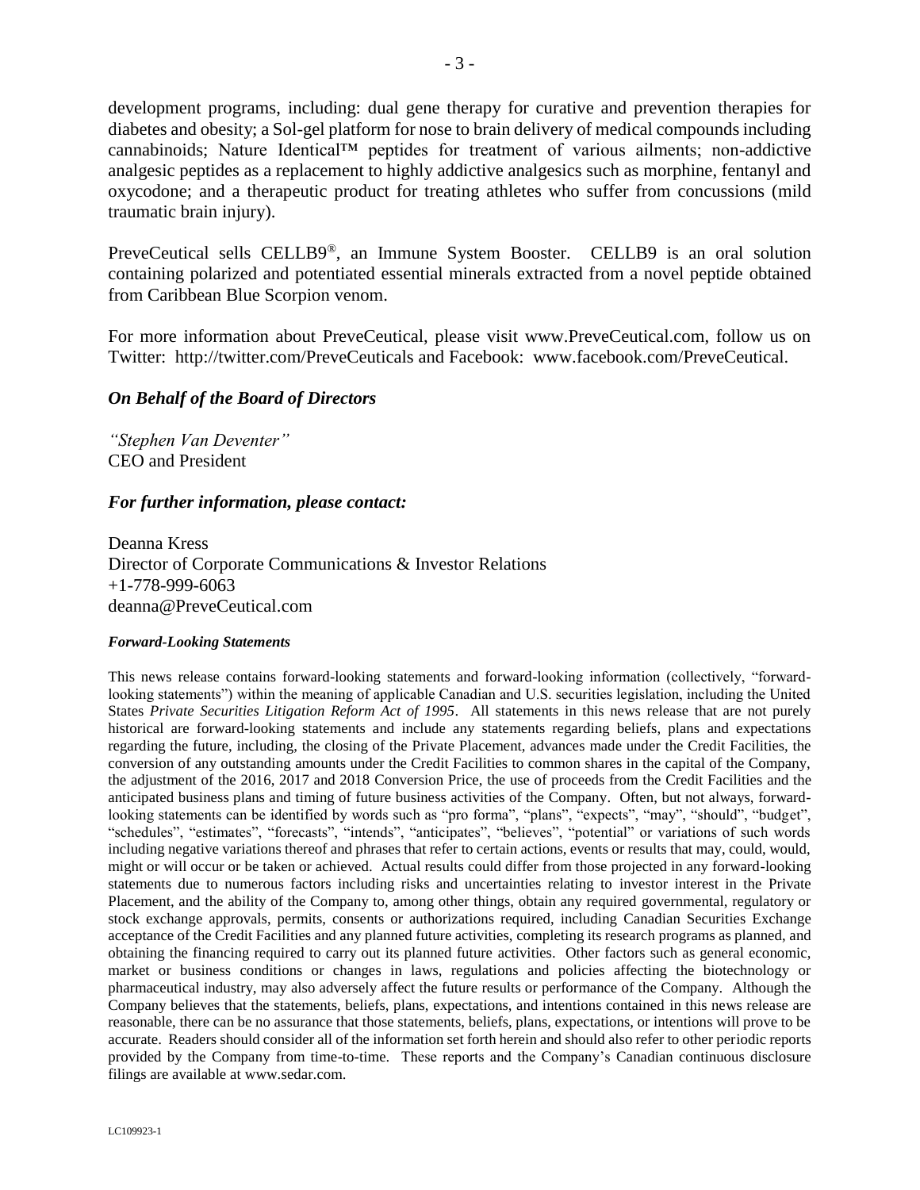development programs, including: dual gene therapy for curative and prevention therapies for diabetes and obesity; a Sol-gel platform for nose to brain delivery of medical compounds including cannabinoids; Nature Identical™ peptides for treatment of various ailments; non-addictive analgesic peptides as a replacement to highly addictive analgesics such as morphine, fentanyl and oxycodone; and a therapeutic product for treating athletes who suffer from concussions (mild traumatic brain injury).

PreveCeutical sells CELLB9®, an Immune System Booster. CELLB9 is an oral solution containing polarized and potentiated essential minerals extracted from a novel peptide obtained from Caribbean Blue Scorpion venom.

For more information about PreveCeutical, please visit www.PreveCeutical.com, follow us on Twitter: http://twitter.com/PreveCeuticals and Facebook: www.facebook.com/PreveCeutical.

***On Behalf of the Board of Directors***

*"Stephen Van Deventer"*
CEO and President

***For further information, please contact:***

Deanna Kress
Director of Corporate Communications & Investor Relations
+1-778-999-6063
deanna@PreveCeutical.com

***Forward-Looking Statements***

This news release contains forward-looking statements and forward-looking information (collectively, "forward-looking statements") within the meaning of applicable Canadian and U.S. securities legislation, including the United States *Private Securities Litigation Reform Act of 1995*. All statements in this news release that are not purely historical are forward-looking statements and include any statements regarding beliefs, plans and expectations regarding the future, including, the closing of the Private Placement, advances made under the Credit Facilities, the conversion of any outstanding amounts under the Credit Facilities to common shares in the capital of the Company, the adjustment of the 2016, 2017 and 2018 Conversion Price, the use of proceeds from the Credit Facilities and the anticipated business plans and timing of future business activities of the Company. Often, but not always, forward-looking statements can be identified by words such as "pro forma", "plans", "expects", "may", "should", "budget", "schedules", "estimates", "forecasts", "intends", "anticipates", "believes", "potential" or variations of such words including negative variations thereof and phrases that refer to certain actions, events or results that may, could, would, might or will occur or be taken or achieved. Actual results could differ from those projected in any forward-looking statements due to numerous factors including risks and uncertainties relating to investor interest in the Private Placement, and the ability of the Company to, among other things, obtain any required governmental, regulatory or stock exchange approvals, permits, consents or authorizations required, including Canadian Securities Exchange acceptance of the Credit Facilities and any planned future activities, completing its research programs as planned, and obtaining the financing required to carry out its planned future activities. Other factors such as general economic, market or business conditions or changes in laws, regulations and policies affecting the biotechnology or pharmaceutical industry, may also adversely affect the future results or performance of the Company. Although the Company believes that the statements, beliefs, plans, expectations, and intentions contained in this news release are reasonable, there can be no assurance that those statements, beliefs, plans, expectations, or intentions will prove to be accurate. Readers should consider all of the information set forth herein and should also refer to other periodic reports provided by the Company from time-to-time. These reports and the Company's Canadian continuous disclosure filings are available at www.sedar.com.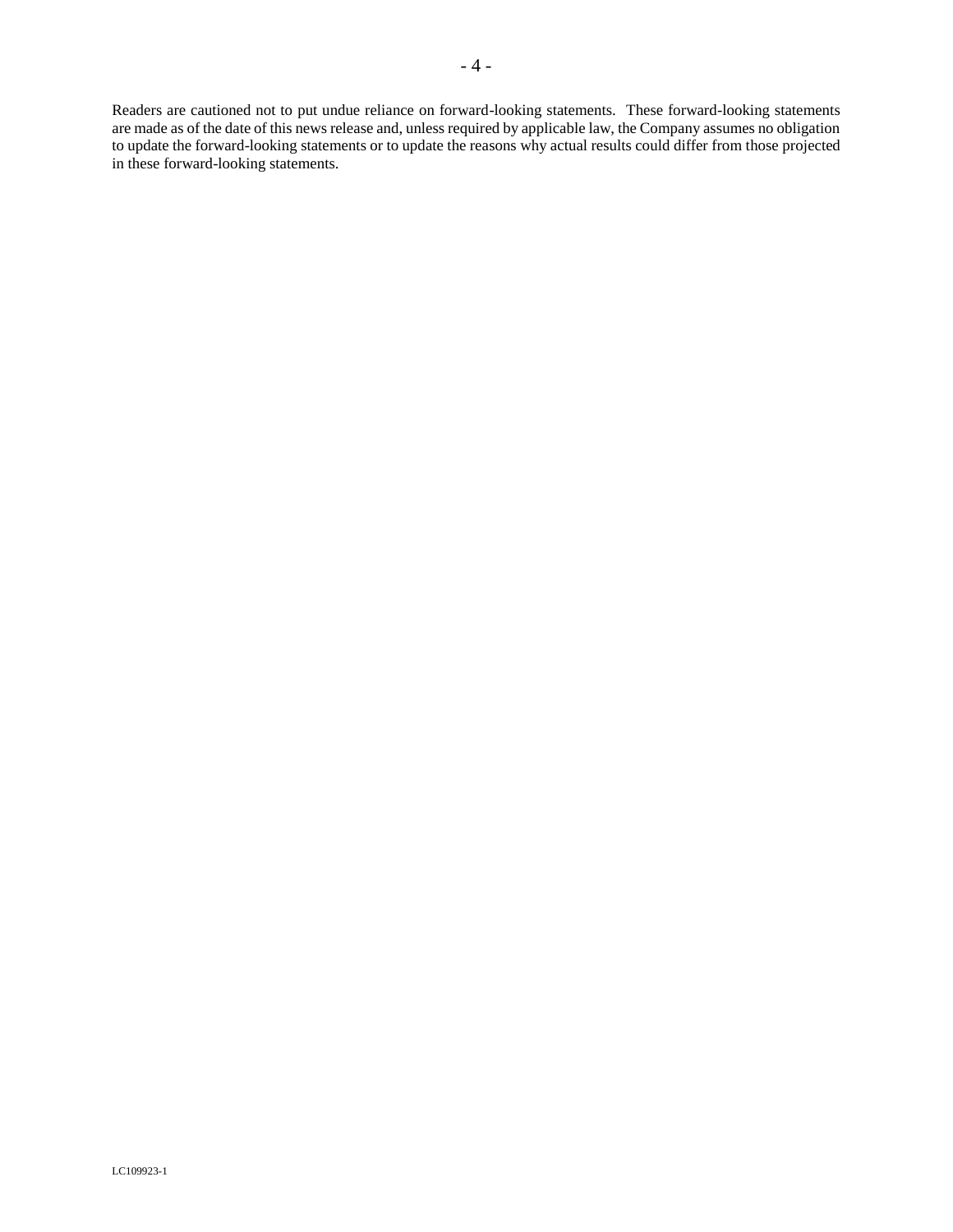Readers are cautioned not to put undue reliance on forward-looking statements. These forward-looking statements are made as of the date of this news release and, unless required by applicable law, the Company assumes no obligation to update the forward-looking statements or to update the reasons why actual results could differ from those projected in these forward-looking statements.

LC109923-1